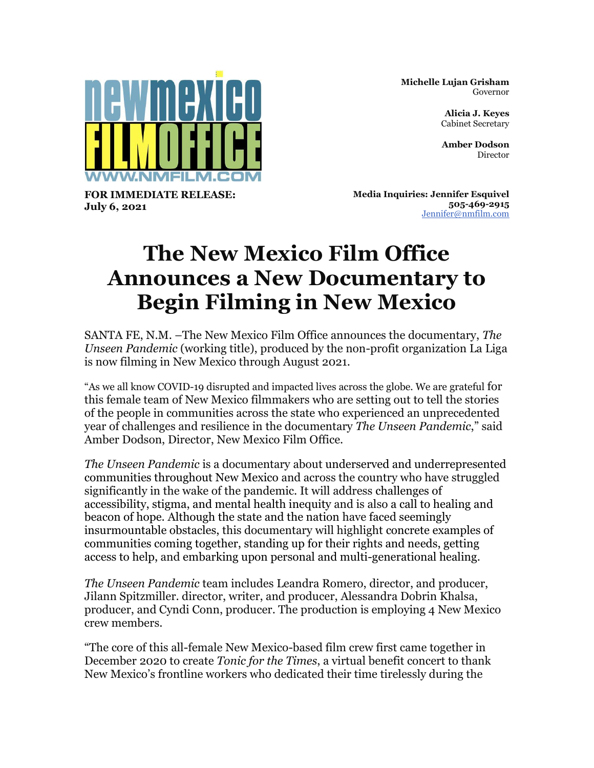newmexico FILMOFFICE
WWW.NMFILM.COM

**Michelle Lujan Grisham**
Governor

**Alicia J. Keyes**
Cabinet Secretary

**Amber Dodson**
Director

**FOR IMMEDIATE RELEASE:**
**July 6, 2021**

**Media Inquiries: Jennifer Esquivel**
**505-469-2915**
Jennifer@nmfilm.com

# The New Mexico Film Office Announces a New Documentary to Begin Filming in New Mexico

SANTA FE, N.M. –The New Mexico Film Office announces the documentary, *The Unseen Pandemic* (working title), produced by the non-profit organization La Liga is now filming in New Mexico through August 2021.

"As we all know COVID-19 disrupted and impacted lives across the globe. We are grateful for this female team of New Mexico filmmakers who are setting out to tell the stories of the people in communities across the state who experienced an unprecedented year of challenges and resilience in the documentary *The Unseen Pandemic*," said Amber Dodson, Director, New Mexico Film Office.

*The Unseen Pandemic* is a documentary about underserved and underrepresented communities throughout New Mexico and across the country who have struggled significantly in the wake of the pandemic. It will address challenges of accessibility, stigma, and mental health inequity and is also a call to healing and beacon of hope. Although the state and the nation have faced seemingly insurmountable obstacles, this documentary will highlight concrete examples of communities coming together, standing up for their rights and needs, getting access to help, and embarking upon personal and multi-generational healing.

*The Unseen Pandemic* team includes Leandra Romero, director, and producer, Jilann Spitzmiller. director, writer, and producer, Alessandra Dobrin Khalsa, producer, and Cyndi Conn, producer. The production is employing 4 New Mexico crew members.

"The core of this all-female New Mexico-based film crew first came together in December 2020 to create *Tonic for the Times*, a virtual benefit concert to thank New Mexico's frontline workers who dedicated their time tirelessly during the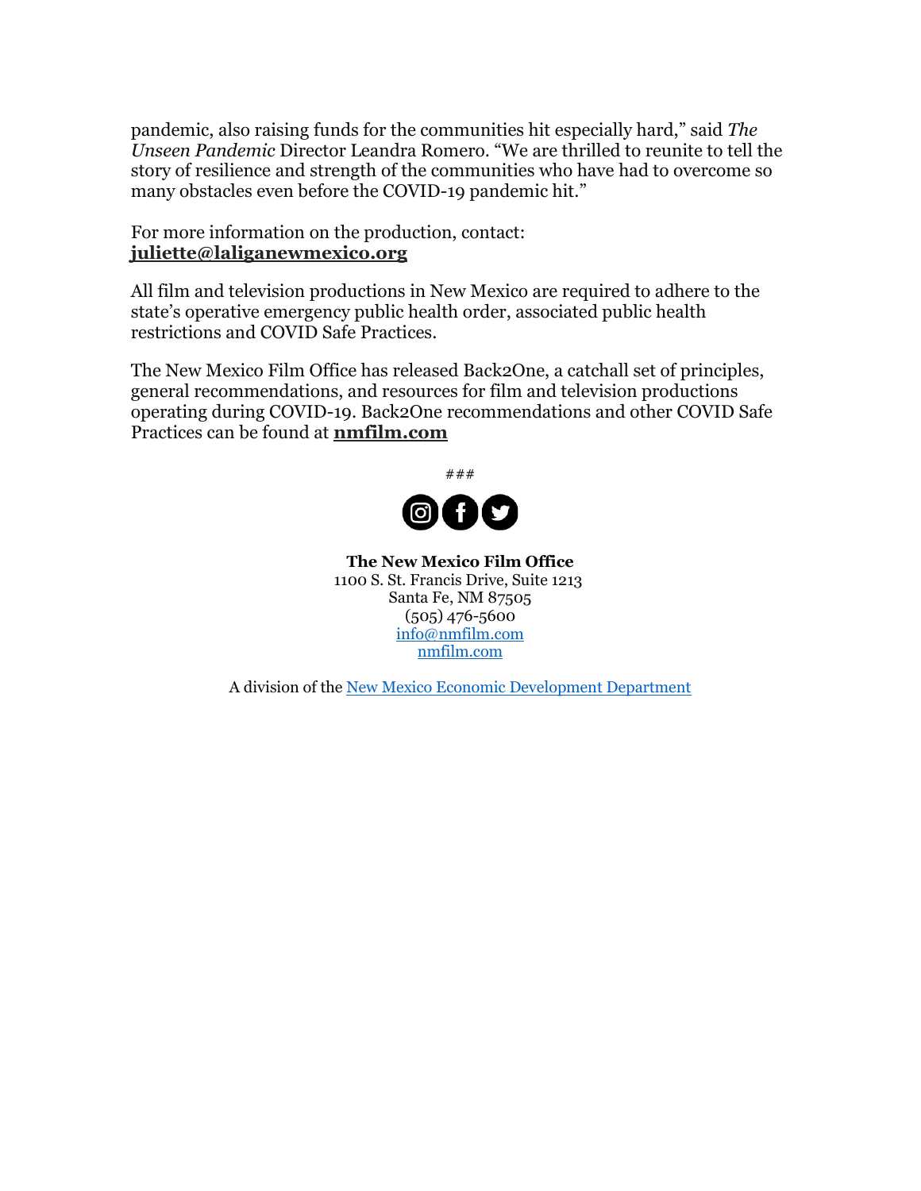pandemic, also raising funds for the communities hit especially hard," said *The Unseen Pandemic* Director Leandra Romero. "We are thrilled to reunite to tell the story of resilience and strength of the communities who have had to overcome so many obstacles even before the COVID-19 pandemic hit."

For more information on the production, contact:
**juliette@laliganewmexico.org**

All film and television productions in New Mexico are required to adhere to the state's operative emergency public health order, associated public health restrictions and COVID Safe Practices.

The New Mexico Film Office has released Back2One, a catchall set of principles, general recommendations, and resources for film and television productions operating during COVID-19. Back2One recommendations and other COVID Safe Practices can be found at **nmfilm.com**

###

**The New Mexico Film Office**
1100 S. St. Francis Drive, Suite 1213
Santa Fe, NM 87505
(505) 476-5600
info@nmfilm.com
nmfilm.com

A division of the New Mexico Economic Development Department